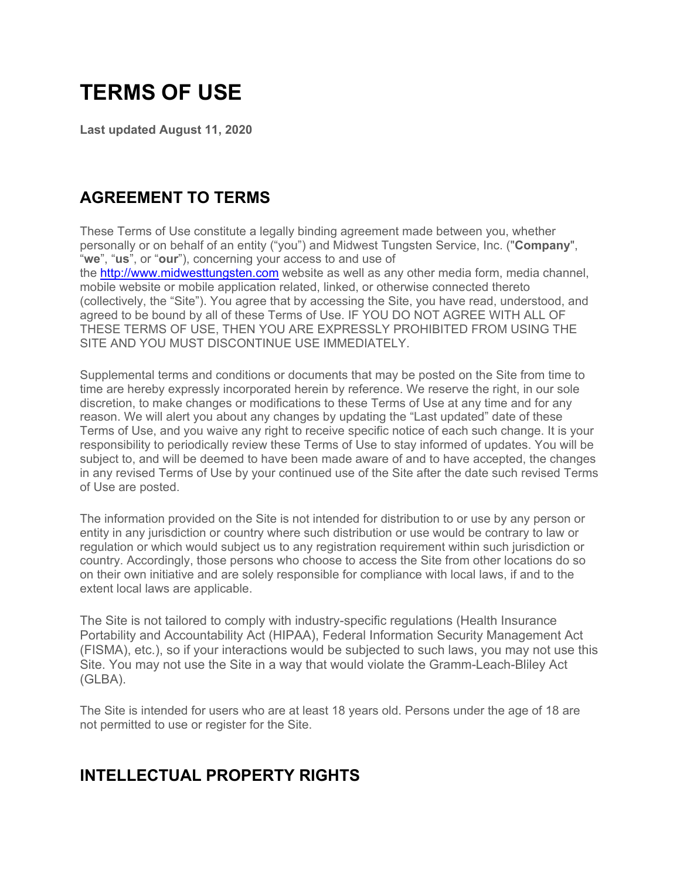# TERMS OF USE

**Last updated August 11, 2020**

## AGREEMENT TO TERMS

These Terms of Use constitute a legally binding agreement made between you, whether personally or on behalf of an entity ("you") and Midwest Tungsten Service, Inc. ("**Company**", "**we**", "**us**", or "**our**"), concerning your access to and use of the [http://www.midwesttungsten.com](http://www.midwesttungsten.com) website as well as any other media form, media channel, mobile website or mobile application related, linked, or otherwise connected thereto (collectively, the "Site"). You agree that by accessing the Site, you have read, understood, and agreed to be bound by all of these Terms of Use. IF YOU DO NOT AGREE WITH ALL OF THESE TERMS OF USE, THEN YOU ARE EXPRESSLY PROHIBITED FROM USING THE SITE AND YOU MUST DISCONTINUE USE IMMEDIATELY.

Supplemental terms and conditions or documents that may be posted on the Site from time to time are hereby expressly incorporated herein by reference. We reserve the right, in our sole discretion, to make changes or modifications to these Terms of Use at any time and for any reason. We will alert you about any changes by updating the "Last updated" date of these Terms of Use, and you waive any right to receive specific notice of each such change. It is your responsibility to periodically review these Terms of Use to stay informed of updates. You will be subject to, and will be deemed to have been made aware of and to have accepted, the changes in any revised Terms of Use by your continued use of the Site after the date such revised Terms of Use are posted.

The information provided on the Site is not intended for distribution to or use by any person or entity in any jurisdiction or country where such distribution or use would be contrary to law or regulation or which would subject us to any registration requirement within such jurisdiction or country. Accordingly, those persons who choose to access the Site from other locations do so on their own initiative and are solely responsible for compliance with local laws, if and to the extent local laws are applicable.

The Site is not tailored to comply with industry-specific regulations (Health Insurance Portability and Accountability Act (HIPAA), Federal Information Security Management Act (FISMA), etc.), so if your interactions would be subjected to such laws, you may not use this Site. You may not use the Site in a way that would violate the Gramm-Leach-Bliley Act (GLBA).

The Site is intended for users who are at least 18 years old. Persons under the age of 18 are not permitted to use or register for the Site.

## INTELLECTUAL PROPERTY RIGHTS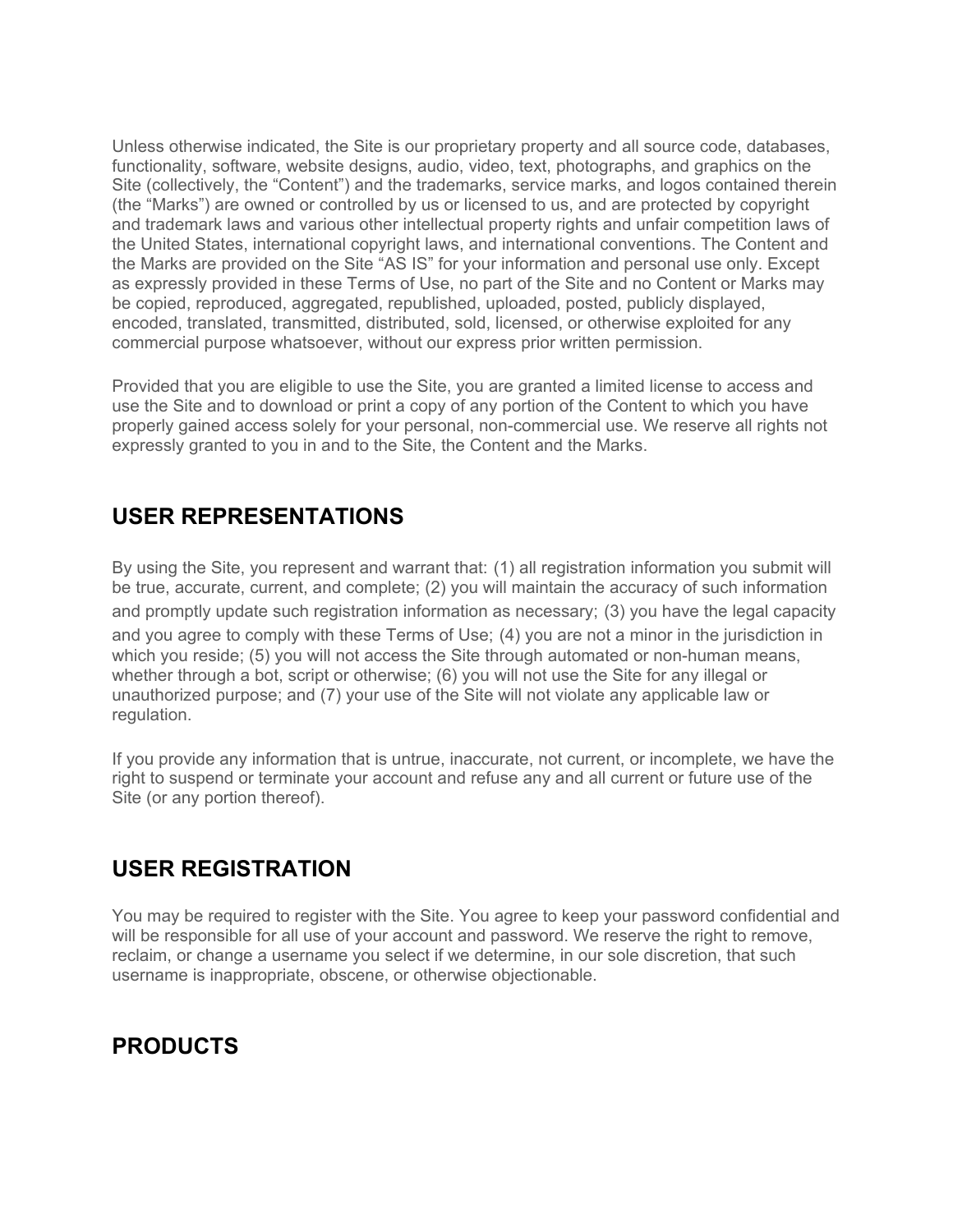Unless otherwise indicated, the Site is our proprietary property and all source code, databases, functionality, software, website designs, audio, video, text, photographs, and graphics on the Site (collectively, the "Content") and the trademarks, service marks, and logos contained therein (the "Marks") are owned or controlled by us or licensed to us, and are protected by copyright and trademark laws and various other intellectual property rights and unfair competition laws of the United States, international copyright laws, and international conventions. The Content and the Marks are provided on the Site "AS IS" for your information and personal use only. Except as expressly provided in these Terms of Use, no part of the Site and no Content or Marks may be copied, reproduced, aggregated, republished, uploaded, posted, publicly displayed, encoded, translated, transmitted, distributed, sold, licensed, or otherwise exploited for any commercial purpose whatsoever, without our express prior written permission.

Provided that you are eligible to use the Site, you are granted a limited license to access and use the Site and to download or print a copy of any portion of the Content to which you have properly gained access solely for your personal, non-commercial use. We reserve all rights not expressly granted to you in and to the Site, the Content and the Marks.

## USER REPRESENTATIONS

By using the Site, you represent and warrant that: (1) all registration information you submit will be true, accurate, current, and complete; (2) you will maintain the accuracy of such information and promptly update such registration information as necessary; (3) you have the legal capacity and you agree to comply with these Terms of Use; (4) you are not a minor in the jurisdiction in which you reside; (5) you will not access the Site through automated or non-human means, whether through a bot, script or otherwise; (6) you will not use the Site for any illegal or unauthorized purpose; and (7) your use of the Site will not violate any applicable law or regulation.

If you provide any information that is untrue, inaccurate, not current, or incomplete, we have the right to suspend or terminate your account and refuse any and all current or future use of the Site (or any portion thereof).

## USER REGISTRATION

You may be required to register with the Site. You agree to keep your password confidential and will be responsible for all use of your account and password. We reserve the right to remove, reclaim, or change a username you select if we determine, in our sole discretion, that such username is inappropriate, obscene, or otherwise objectionable.

## PRODUCTS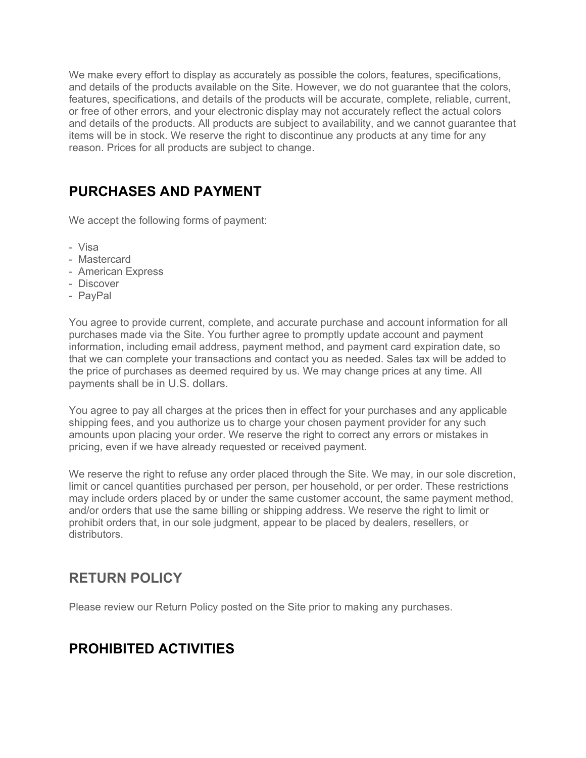We make every effort to display as accurately as possible the colors, features, specifications, and details of the products available on the Site. However, we do not guarantee that the colors, features, specifications, and details of the products will be accurate, complete, reliable, current, or free of other errors, and your electronic display may not accurately reflect the actual colors and details of the products. All products are subject to availability, and we cannot guarantee that items will be in stock. We reserve the right to discontinue any products at any time for any reason. Prices for all products are subject to change.

## PURCHASES AND PAYMENT

We accept the following forms of payment:

- Visa
- Mastercard
- American Express
- Discover
- PayPal

You agree to provide current, complete, and accurate purchase and account information for all purchases made via the Site. You further agree to promptly update account and payment information, including email address, payment method, and payment card expiration date, so that we can complete your transactions and contact you as needed. Sales tax will be added to the price of purchases as deemed required by us. We may change prices at any time. All payments shall be in U.S. dollars.

You agree to pay all charges at the prices then in effect for your purchases and any applicable shipping fees, and you authorize us to charge your chosen payment provider for any such amounts upon placing your order. We reserve the right to correct any errors or mistakes in pricing, even if we have already requested or received payment.

We reserve the right to refuse any order placed through the Site. We may, in our sole discretion, limit or cancel quantities purchased per person, per household, or per order. These restrictions may include orders placed by or under the same customer account, the same payment method, and/or orders that use the same billing or shipping address. We reserve the right to limit or prohibit orders that, in our sole judgment, appear to be placed by dealers, resellers, or distributors.

## RETURN POLICY

Please review our Return Policy posted on the Site prior to making any purchases.

## PROHIBITED ACTIVITIES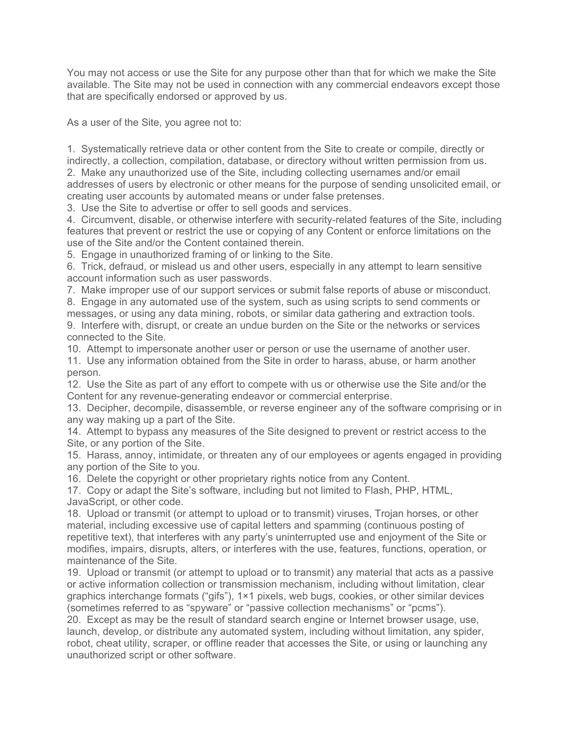You may not access or use the Site for any purpose other than that for which we make the Site available. The Site may not be used in connection with any commercial endeavors except those that are specifically endorsed or approved by us.

As a user of the Site, you agree not to:

1. Systematically retrieve data or other content from the Site to create or compile, directly or indirectly, a collection, compilation, database, or directory without written permission from us.
2. Make any unauthorized use of the Site, including collecting usernames and/or email addresses of users by electronic or other means for the purpose of sending unsolicited email, or creating user accounts by automated means or under false pretenses.
3. Use the Site to advertise or offer to sell goods and services.
4. Circumvent, disable, or otherwise interfere with security-related features of the Site, including features that prevent or restrict the use or copying of any Content or enforce limitations on the use of the Site and/or the Content contained therein.
5. Engage in unauthorized framing of or linking to the Site.
6. Trick, defraud, or mislead us and other users, especially in any attempt to learn sensitive account information such as user passwords.
7. Make improper use of our support services or submit false reports of abuse or misconduct.
8. Engage in any automated use of the system, such as using scripts to send comments or messages, or using any data mining, robots, or similar data gathering and extraction tools.
9. Interfere with, disrupt, or create an undue burden on the Site or the networks or services connected to the Site.
10. Attempt to impersonate another user or person or use the username of another user.
11. Use any information obtained from the Site in order to harass, abuse, or harm another person.
12. Use the Site as part of any effort to compete with us or otherwise use the Site and/or the Content for any revenue-generating endeavor or commercial enterprise.
13. Decipher, decompile, disassemble, or reverse engineer any of the software comprising or in any way making up a part of the Site.
14. Attempt to bypass any measures of the Site designed to prevent or restrict access to the Site, or any portion of the Site.
15. Harass, annoy, intimidate, or threaten any of our employees or agents engaged in providing any portion of the Site to you.
16. Delete the copyright or other proprietary rights notice from any Content.
17. Copy or adapt the Site's software, including but not limited to Flash, PHP, HTML, JavaScript, or other code.
18. Upload or transmit (or attempt to upload or to transmit) viruses, Trojan horses, or other material, including excessive use of capital letters and spamming (continuous posting of repetitive text), that interferes with any party's uninterrupted use and enjoyment of the Site or modifies, impairs, disrupts, alters, or interferes with the use, features, functions, operation, or maintenance of the Site.
19. Upload or transmit (or attempt to upload or to transmit) any material that acts as a passive or active information collection or transmission mechanism, including without limitation, clear graphics interchange formats ("gifs"), 1×1 pixels, web bugs, cookies, or other similar devices (sometimes referred to as "spyware" or "passive collection mechanisms" or "pcms").
20. Except as may be the result of standard search engine or Internet browser usage, use, launch, develop, or distribute any automated system, including without limitation, any spider, robot, cheat utility, scraper, or offline reader that accesses the Site, or using or launching any unauthorized script or other software.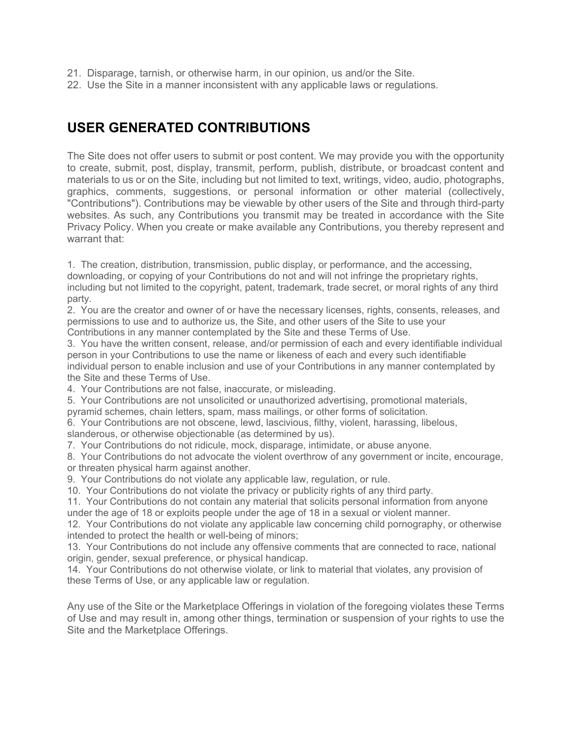21. Disparage, tarnish, or otherwise harm, in our opinion, us and/or the Site.
22. Use the Site in a manner inconsistent with any applicable laws or regulations.

## USER GENERATED CONTRIBUTIONS

The Site does not offer users to submit or post content. We may provide you with the opportunity to create, submit, post, display, transmit, perform, publish, distribute, or broadcast content and materials to us or on the Site, including but not limited to text, writings, video, audio, photographs, graphics, comments, suggestions, or personal information or other material (collectively, "Contributions"). Contributions may be viewable by other users of the Site and through third-party websites. As such, any Contributions you transmit may be treated in accordance with the Site Privacy Policy. When you create or make available any Contributions, you thereby represent and warrant that:

1. The creation, distribution, transmission, public display, or performance, and the accessing, downloading, or copying of your Contributions do not and will not infringe the proprietary rights, including but not limited to the copyright, patent, trademark, trade secret, or moral rights of any third party.
2. You are the creator and owner of or have the necessary licenses, rights, consents, releases, and permissions to use and to authorize us, the Site, and other users of the Site to use your Contributions in any manner contemplated by the Site and these Terms of Use.
3. You have the written consent, release, and/or permission of each and every identifiable individual person in your Contributions to use the name or likeness of each and every such identifiable individual person to enable inclusion and use of your Contributions in any manner contemplated by the Site and these Terms of Use.
4. Your Contributions are not false, inaccurate, or misleading.
5. Your Contributions are not unsolicited or unauthorized advertising, promotional materials, pyramid schemes, chain letters, spam, mass mailings, or other forms of solicitation.
6. Your Contributions are not obscene, lewd, lascivious, filthy, violent, harassing, libelous, slanderous, or otherwise objectionable (as determined by us).
7. Your Contributions do not ridicule, mock, disparage, intimidate, or abuse anyone.
8. Your Contributions do not advocate the violent overthrow of any government or incite, encourage, or threaten physical harm against another.
9. Your Contributions do not violate any applicable law, regulation, or rule.
10. Your Contributions do not violate the privacy or publicity rights of any third party.
11. Your Contributions do not contain any material that solicits personal information from anyone under the age of 18 or exploits people under the age of 18 in a sexual or violent manner.
12. Your Contributions do not violate any applicable law concerning child pornography, or otherwise intended to protect the health or well-being of minors;
13. Your Contributions do not include any offensive comments that are connected to race, national origin, gender, sexual preference, or physical handicap.
14. Your Contributions do not otherwise violate, or link to material that violates, any provision of these Terms of Use, or any applicable law or regulation.

Any use of the Site or the Marketplace Offerings in violation of the foregoing violates these Terms of Use and may result in, among other things, termination or suspension of your rights to use the Site and the Marketplace Offerings.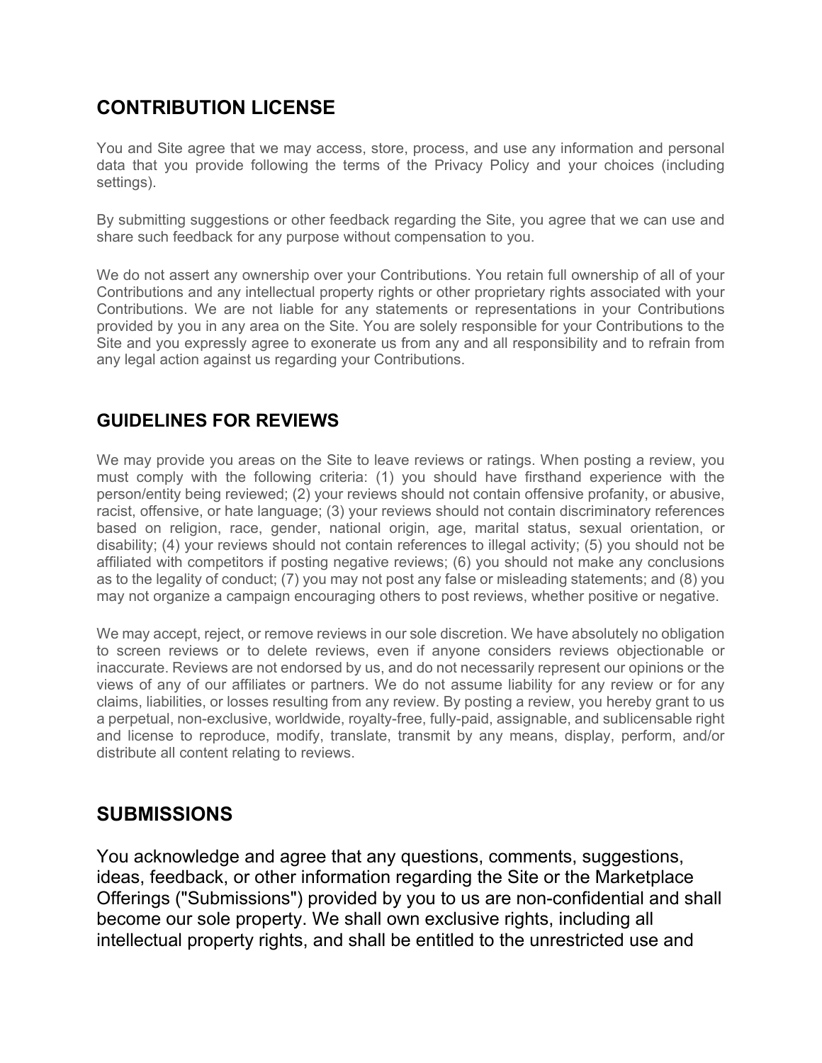## CONTRIBUTION LICENSE

You and Site agree that we may access, store, process, and use any information and personal data that you provide following the terms of the Privacy Policy and your choices (including settings).

By submitting suggestions or other feedback regarding the Site, you agree that we can use and share such feedback for any purpose without compensation to you.

We do not assert any ownership over your Contributions. You retain full ownership of all of your Contributions and any intellectual property rights or other proprietary rights associated with your Contributions. We are not liable for any statements or representations in your Contributions provided by you in any area on the Site. You are solely responsible for your Contributions to the Site and you expressly agree to exonerate us from any and all responsibility and to refrain from any legal action against us regarding your Contributions.

## GUIDELINES FOR REVIEWS

We may provide you areas on the Site to leave reviews or ratings. When posting a review, you must comply with the following criteria: (1) you should have firsthand experience with the person/entity being reviewed; (2) your reviews should not contain offensive profanity, or abusive, racist, offensive, or hate language; (3) your reviews should not contain discriminatory references based on religion, race, gender, national origin, age, marital status, sexual orientation, or disability; (4) your reviews should not contain references to illegal activity; (5) you should not be affiliated with competitors if posting negative reviews; (6) you should not make any conclusions as to the legality of conduct; (7) you may not post any false or misleading statements; and (8) you may not organize a campaign encouraging others to post reviews, whether positive or negative.

We may accept, reject, or remove reviews in our sole discretion. We have absolutely no obligation to screen reviews or to delete reviews, even if anyone considers reviews objectionable or inaccurate. Reviews are not endorsed by us, and do not necessarily represent our opinions or the views of any of our affiliates or partners. We do not assume liability for any review or for any claims, liabilities, or losses resulting from any review. By posting a review, you hereby grant to us a perpetual, non-exclusive, worldwide, royalty-free, fully-paid, assignable, and sublicensable right and license to reproduce, modify, translate, transmit by any means, display, perform, and/or distribute all content relating to reviews.

## SUBMISSIONS

You acknowledge and agree that any questions, comments, suggestions, ideas, feedback, or other information regarding the Site or the Marketplace Offerings ("Submissions") provided by you to us are non-confidential and shall become our sole property. We shall own exclusive rights, including all intellectual property rights, and shall be entitled to the unrestricted use and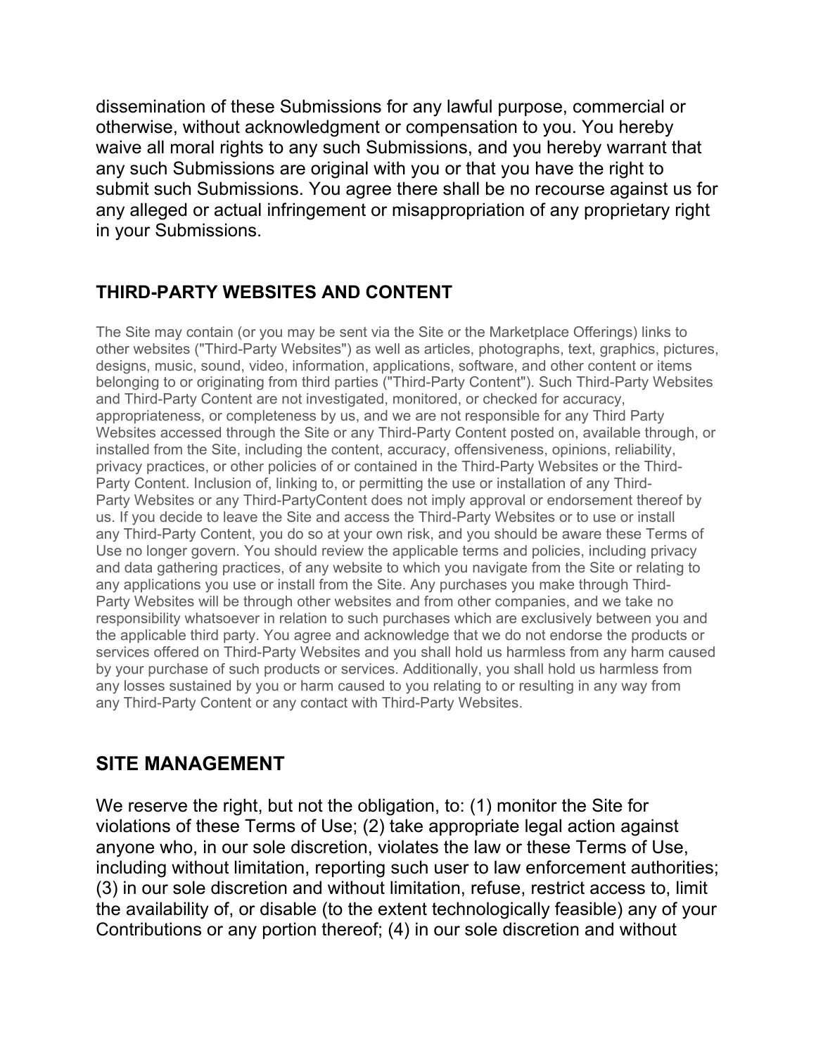dissemination of these Submissions for any lawful purpose, commercial or otherwise, without acknowledgment or compensation to you. You hereby waive all moral rights to any such Submissions, and you hereby warrant that any such Submissions are original with you or that you have the right to submit such Submissions. You agree there shall be no recourse against us for any alleged or actual infringement or misappropriation of any proprietary right in your Submissions.

## THIRD-PARTY WEBSITES AND CONTENT

The Site may contain (or you may be sent via the Site or the Marketplace Offerings) links to other websites ("Third-Party Websites") as well as articles, photographs, text, graphics, pictures, designs, music, sound, video, information, applications, software, and other content or items belonging to or originating from third parties ("Third-Party Content"). Such Third-Party Websites and Third-Party Content are not investigated, monitored, or checked for accuracy, appropriateness, or completeness by us, and we are not responsible for any Third Party Websites accessed through the Site or any Third-Party Content posted on, available through, or installed from the Site, including the content, accuracy, offensiveness, opinions, reliability, privacy practices, or other policies of or contained in the Third-Party Websites or the Third-Party Content. Inclusion of, linking to, or permitting the use or installation of any Third-Party Websites or any Third-PartyContent does not imply approval or endorsement thereof by us. If you decide to leave the Site and access the Third-Party Websites or to use or install any Third-Party Content, you do so at your own risk, and you should be aware these Terms of Use no longer govern. You should review the applicable terms and policies, including privacy and data gathering practices, of any website to which you navigate from the Site or relating to any applications you use or install from the Site. Any purchases you make through Third-Party Websites will be through other websites and from other companies, and we take no responsibility whatsoever in relation to such purchases which are exclusively between you and the applicable third party. You agree and acknowledge that we do not endorse the products or services offered on Third-Party Websites and you shall hold us harmless from any harm caused by your purchase of such products or services. Additionally, you shall hold us harmless from any losses sustained by you or harm caused to you relating to or resulting in any way from any Third-Party Content or any contact with Third-Party Websites.

## SITE MANAGEMENT

We reserve the right, but not the obligation, to: (1) monitor the Site for violations of these Terms of Use; (2) take appropriate legal action against anyone who, in our sole discretion, violates the law or these Terms of Use, including without limitation, reporting such user to law enforcement authorities; (3) in our sole discretion and without limitation, refuse, restrict access to, limit the availability of, or disable (to the extent technologically feasible) any of your Contributions or any portion thereof; (4) in our sole discretion and without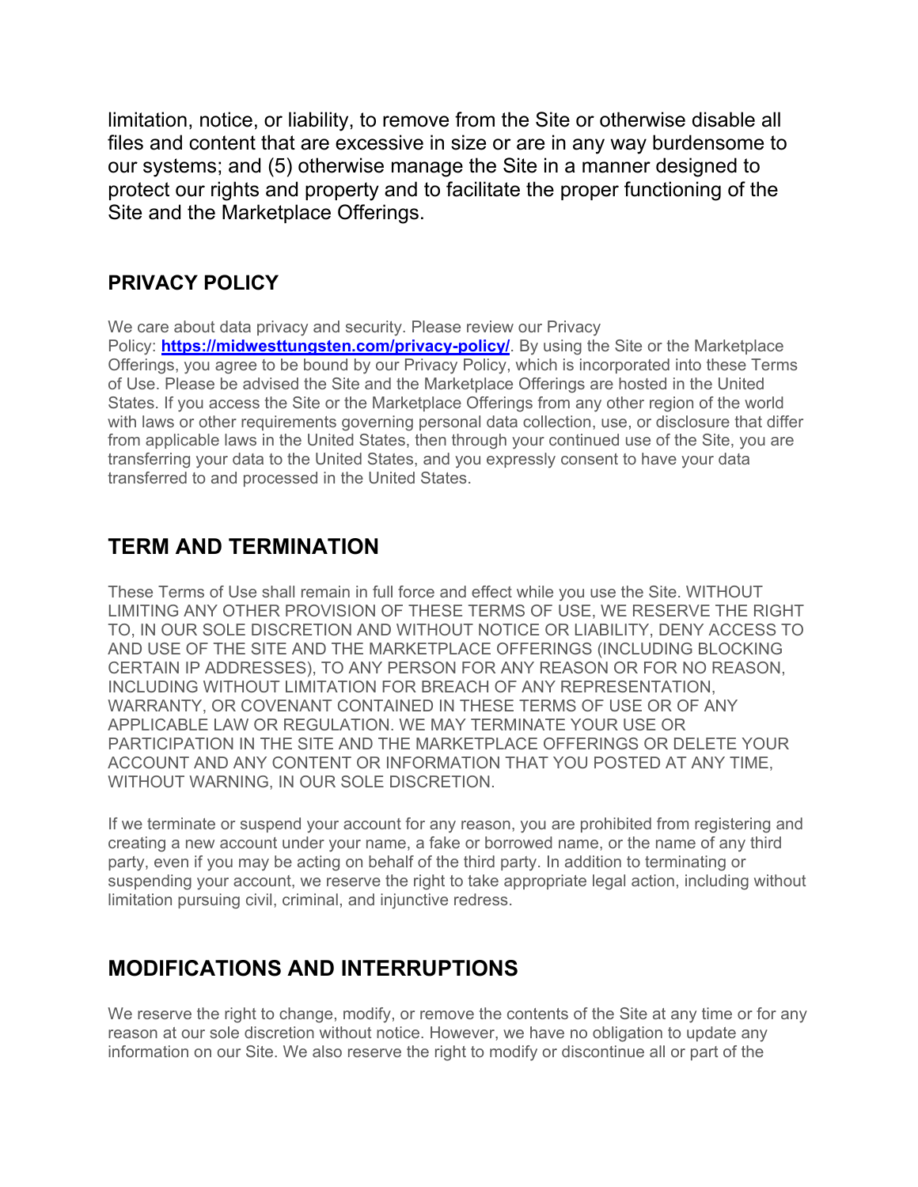limitation, notice, or liability, to remove from the Site or otherwise disable all files and content that are excessive in size or are in any way burdensome to our systems; and (5) otherwise manage the Site in a manner designed to protect our rights and property and to facilitate the proper functioning of the Site and the Marketplace Offerings.

### PRIVACY POLICY

We care about data privacy and security. Please review our Privacy Policy: **https://midwesttungsten.com/privacy-policy/**. By using the Site or the Marketplace Offerings, you agree to be bound by our Privacy Policy, which is incorporated into these Terms of Use. Please be advised the Site and the Marketplace Offerings are hosted in the United States. If you access the Site or the Marketplace Offerings from any other region of the world with laws or other requirements governing personal data collection, use, or disclosure that differ from applicable laws in the United States, then through your continued use of the Site, you are transferring your data to the United States, and you expressly consent to have your data transferred to and processed in the United States.

## TERM AND TERMINATION

These Terms of Use shall remain in full force and effect while you use the Site. WITHOUT LIMITING ANY OTHER PROVISION OF THESE TERMS OF USE, WE RESERVE THE RIGHT TO, IN OUR SOLE DISCRETION AND WITHOUT NOTICE OR LIABILITY, DENY ACCESS TO AND USE OF THE SITE AND THE MARKETPLACE OFFERINGS (INCLUDING BLOCKING CERTAIN IP ADDRESSES), TO ANY PERSON FOR ANY REASON OR FOR NO REASON, INCLUDING WITHOUT LIMITATION FOR BREACH OF ANY REPRESENTATION, WARRANTY, OR COVENANT CONTAINED IN THESE TERMS OF USE OR OF ANY APPLICABLE LAW OR REGULATION. WE MAY TERMINATE YOUR USE OR PARTICIPATION IN THE SITE AND THE MARKETPLACE OFFERINGS OR DELETE YOUR ACCOUNT AND ANY CONTENT OR INFORMATION THAT YOU POSTED AT ANY TIME, WITHOUT WARNING, IN OUR SOLE DISCRETION.

If we terminate or suspend your account for any reason, you are prohibited from registering and creating a new account under your name, a fake or borrowed name, or the name of any third party, even if you may be acting on behalf of the third party. In addition to terminating or suspending your account, we reserve the right to take appropriate legal action, including without limitation pursuing civil, criminal, and injunctive redress.

## MODIFICATIONS AND INTERRUPTIONS

We reserve the right to change, modify, or remove the contents of the Site at any time or for any reason at our sole discretion without notice. However, we have no obligation to update any information on our Site. We also reserve the right to modify or discontinue all or part of the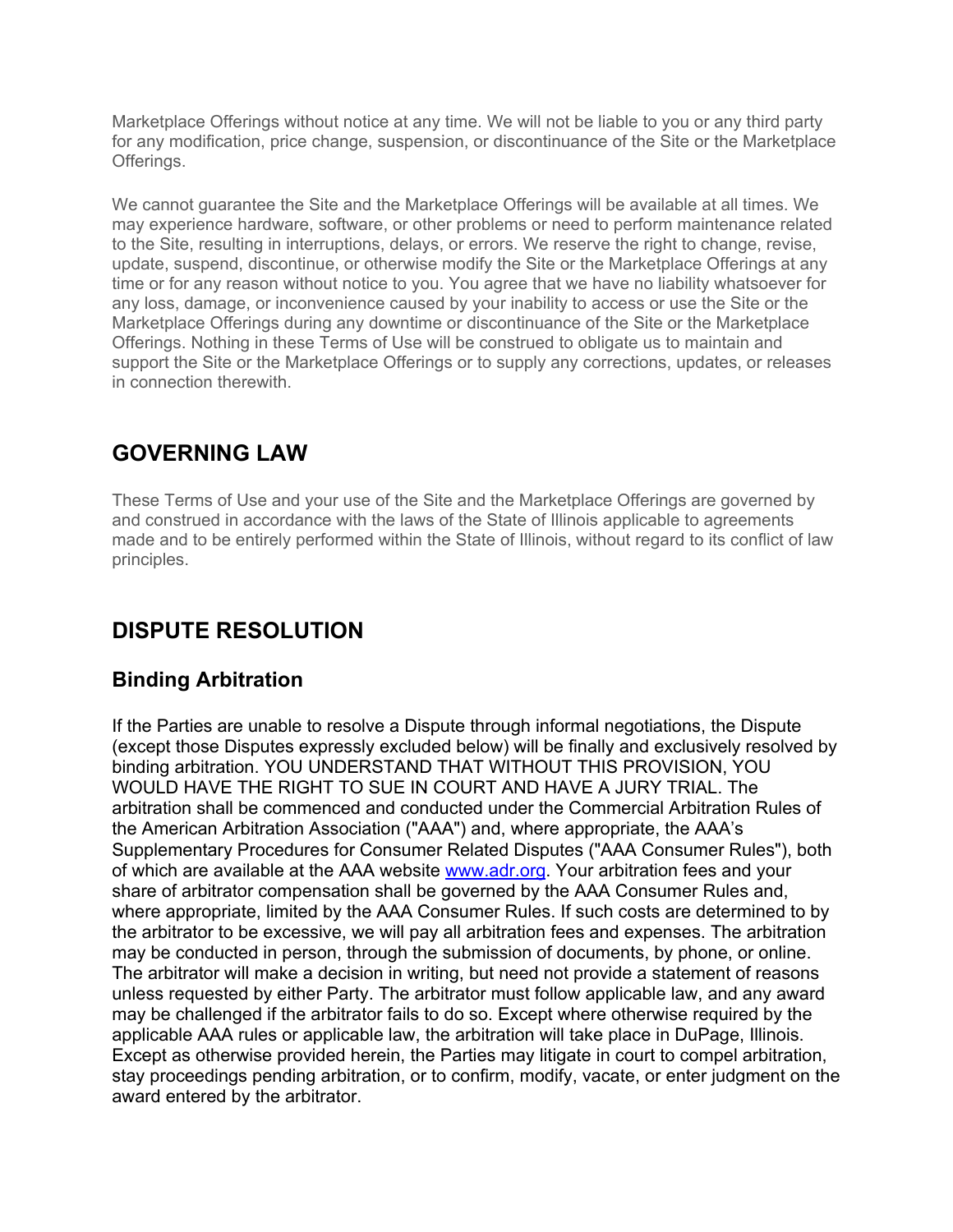Marketplace Offerings without notice at any time. We will not be liable to you or any third party for any modification, price change, suspension, or discontinuance of the Site or the Marketplace Offerings.

We cannot guarantee the Site and the Marketplace Offerings will be available at all times. We may experience hardware, software, or other problems or need to perform maintenance related to the Site, resulting in interruptions, delays, or errors. We reserve the right to change, revise, update, suspend, discontinue, or otherwise modify the Site or the Marketplace Offerings at any time or for any reason without notice to you. You agree that we have no liability whatsoever for any loss, damage, or inconvenience caused by your inability to access or use the Site or the Marketplace Offerings during any downtime or discontinuance of the Site or the Marketplace Offerings. Nothing in these Terms of Use will be construed to obligate us to maintain and support the Site or the Marketplace Offerings or to supply any corrections, updates, or releases in connection therewith.

## GOVERNING LAW

These Terms of Use and your use of the Site and the Marketplace Offerings are governed by and construed in accordance with the laws of the State of Illinois applicable to agreements made and to be entirely performed within the State of Illinois, without regard to its conflict of law principles.

## DISPUTE RESOLUTION

### Binding Arbitration

If the Parties are unable to resolve a Dispute through informal negotiations, the Dispute (except those Disputes expressly excluded below) will be finally and exclusively resolved by binding arbitration. YOU UNDERSTAND THAT WITHOUT THIS PROVISION, YOU WOULD HAVE THE RIGHT TO SUE IN COURT AND HAVE A JURY TRIAL. The arbitration shall be commenced and conducted under the Commercial Arbitration Rules of the American Arbitration Association ("AAA") and, where appropriate, the AAA's Supplementary Procedures for Consumer Related Disputes ("AAA Consumer Rules"), both of which are available at the AAA website [www.adr.org](http://www.adr.org). Your arbitration fees and your share of arbitrator compensation shall be governed by the AAA Consumer Rules and, where appropriate, limited by the AAA Consumer Rules. If such costs are determined to by the arbitrator to be excessive, we will pay all arbitration fees and expenses. The arbitration may be conducted in person, through the submission of documents, by phone, or online. The arbitrator will make a decision in writing, but need not provide a statement of reasons unless requested by either Party. The arbitrator must follow applicable law, and any award may be challenged if the arbitrator fails to do so. Except where otherwise required by the applicable AAA rules or applicable law, the arbitration will take place in DuPage, Illinois. Except as otherwise provided herein, the Parties may litigate in court to compel arbitration, stay proceedings pending arbitration, or to confirm, modify, vacate, or enter judgment on the award entered by the arbitrator.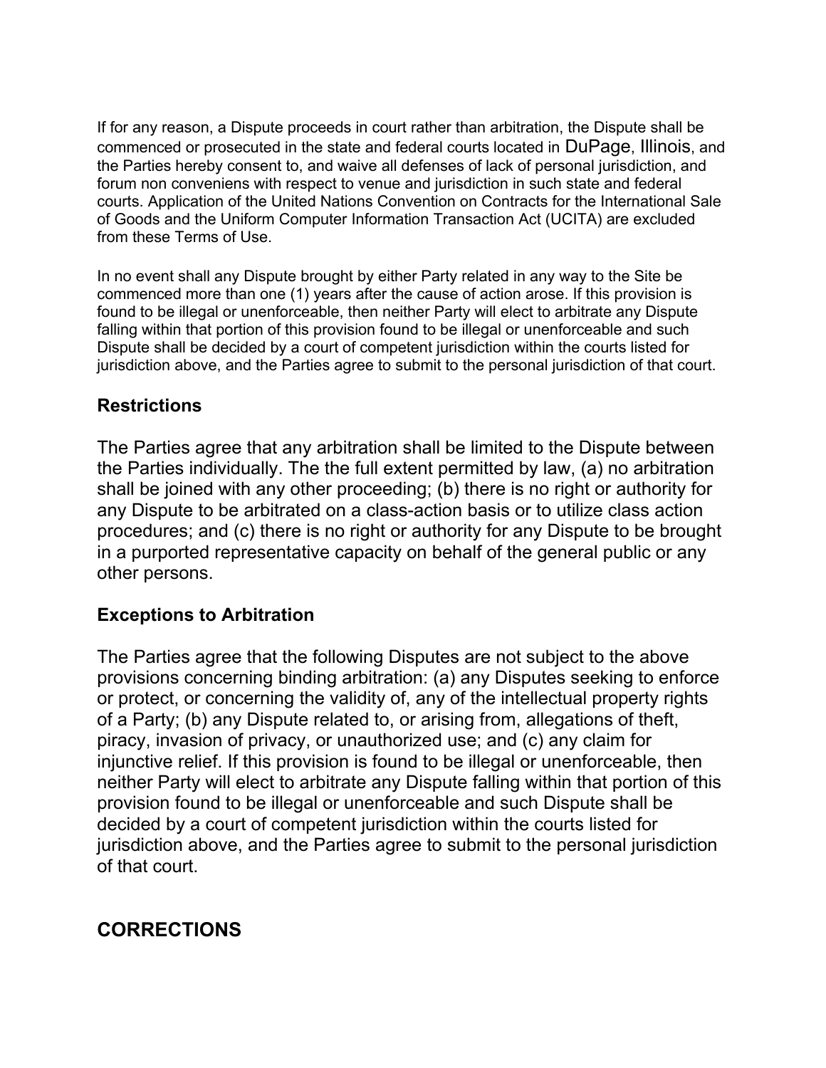If for any reason, a Dispute proceeds in court rather than arbitration, the Dispute shall be commenced or prosecuted in the state and federal courts located in DuPage, Illinois, and the Parties hereby consent to, and waive all defenses of lack of personal jurisdiction, and forum non conveniens with respect to venue and jurisdiction in such state and federal courts. Application of the United Nations Convention on Contracts for the International Sale of Goods and the Uniform Computer Information Transaction Act (UCITA) are excluded from these Terms of Use.

In no event shall any Dispute brought by either Party related in any way to the Site be commenced more than one (1) years after the cause of action arose. If this provision is found to be illegal or unenforceable, then neither Party will elect to arbitrate any Dispute falling within that portion of this provision found to be illegal or unenforceable and such Dispute shall be decided by a court of competent jurisdiction within the courts listed for jurisdiction above, and the Parties agree to submit to the personal jurisdiction of that court.

### Restrictions

The Parties agree that any arbitration shall be limited to the Dispute between the Parties individually. The the full extent permitted by law, (a) no arbitration shall be joined with any other proceeding; (b) there is no right or authority for any Dispute to be arbitrated on a class-action basis or to utilize class action procedures; and (c) there is no right or authority for any Dispute to be brought in a purported representative capacity on behalf of the general public or any other persons.

### Exceptions to Arbitration

The Parties agree that the following Disputes are not subject to the above provisions concerning binding arbitration: (a) any Disputes seeking to enforce or protect, or concerning the validity of, any of the intellectual property rights of a Party; (b) any Dispute related to, or arising from, allegations of theft, piracy, invasion of privacy, or unauthorized use; and (c) any claim for injunctive relief. If this provision is found to be illegal or unenforceable, then neither Party will elect to arbitrate any Dispute falling within that portion of this provision found to be illegal or unenforceable and such Dispute shall be decided by a court of competent jurisdiction within the courts listed for jurisdiction above, and the Parties agree to submit to the personal jurisdiction of that court.

## CORRECTIONS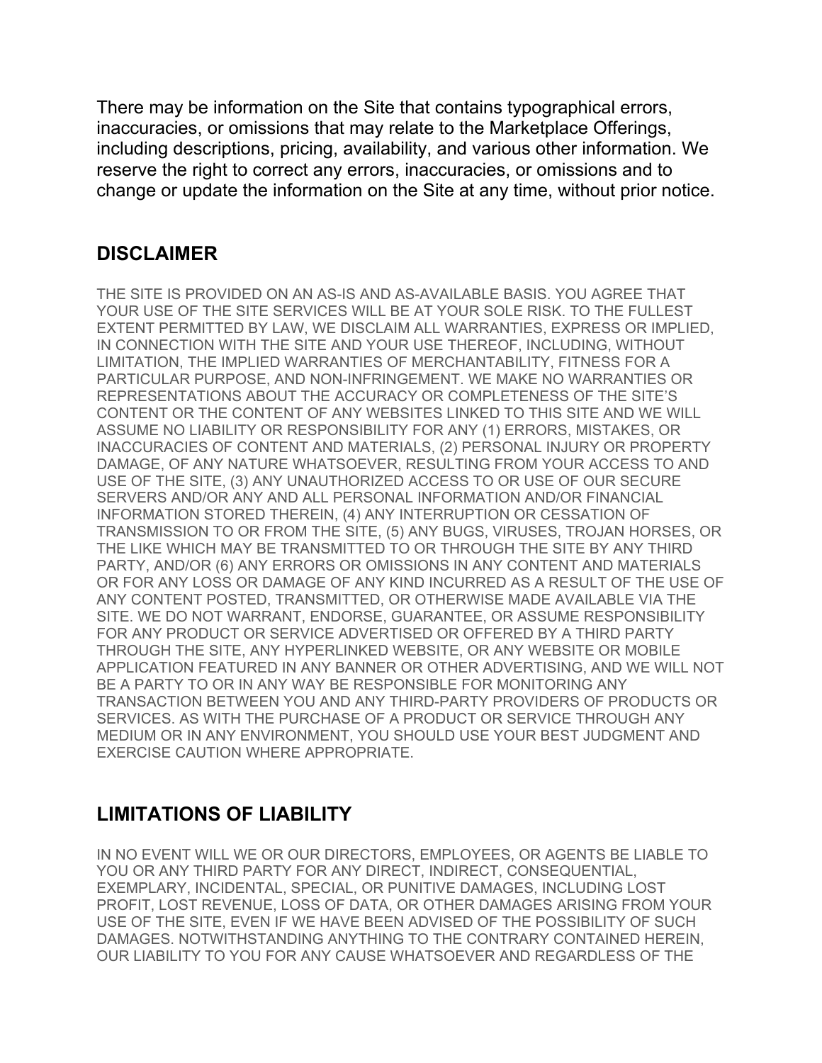There may be information on the Site that contains typographical errors, inaccuracies, or omissions that may relate to the Marketplace Offerings, including descriptions, pricing, availability, and various other information. We reserve the right to correct any errors, inaccuracies, or omissions and to change or update the information on the Site at any time, without prior notice.

## DISCLAIMER

THE SITE IS PROVIDED ON AN AS-IS AND AS-AVAILABLE BASIS. YOU AGREE THAT YOUR USE OF THE SITE SERVICES WILL BE AT YOUR SOLE RISK. TO THE FULLEST EXTENT PERMITTED BY LAW, WE DISCLAIM ALL WARRANTIES, EXPRESS OR IMPLIED, IN CONNECTION WITH THE SITE AND YOUR USE THEREOF, INCLUDING, WITHOUT LIMITATION, THE IMPLIED WARRANTIES OF MERCHANTABILITY, FITNESS FOR A PARTICULAR PURPOSE, AND NON-INFRINGEMENT. WE MAKE NO WARRANTIES OR REPRESENTATIONS ABOUT THE ACCURACY OR COMPLETENESS OF THE SITE'S CONTENT OR THE CONTENT OF ANY WEBSITES LINKED TO THIS SITE AND WE WILL ASSUME NO LIABILITY OR RESPONSIBILITY FOR ANY (1) ERRORS, MISTAKES, OR INACCURACIES OF CONTENT AND MATERIALS, (2) PERSONAL INJURY OR PROPERTY DAMAGE, OF ANY NATURE WHATSOEVER, RESULTING FROM YOUR ACCESS TO AND USE OF THE SITE, (3) ANY UNAUTHORIZED ACCESS TO OR USE OF OUR SECURE SERVERS AND/OR ANY AND ALL PERSONAL INFORMATION AND/OR FINANCIAL INFORMATION STORED THEREIN, (4) ANY INTERRUPTION OR CESSATION OF TRANSMISSION TO OR FROM THE SITE, (5) ANY BUGS, VIRUSES, TROJAN HORSES, OR THE LIKE WHICH MAY BE TRANSMITTED TO OR THROUGH THE SITE BY ANY THIRD PARTY, AND/OR (6) ANY ERRORS OR OMISSIONS IN ANY CONTENT AND MATERIALS OR FOR ANY LOSS OR DAMAGE OF ANY KIND INCURRED AS A RESULT OF THE USE OF ANY CONTENT POSTED, TRANSMITTED, OR OTHERWISE MADE AVAILABLE VIA THE SITE. WE DO NOT WARRANT, ENDORSE, GUARANTEE, OR ASSUME RESPONSIBILITY FOR ANY PRODUCT OR SERVICE ADVERTISED OR OFFERED BY A THIRD PARTY THROUGH THE SITE, ANY HYPERLINKED WEBSITE, OR ANY WEBSITE OR MOBILE APPLICATION FEATURED IN ANY BANNER OR OTHER ADVERTISING, AND WE WILL NOT BE A PARTY TO OR IN ANY WAY BE RESPONSIBLE FOR MONITORING ANY TRANSACTION BETWEEN YOU AND ANY THIRD-PARTY PROVIDERS OF PRODUCTS OR SERVICES. AS WITH THE PURCHASE OF A PRODUCT OR SERVICE THROUGH ANY MEDIUM OR IN ANY ENVIRONMENT, YOU SHOULD USE YOUR BEST JUDGMENT AND EXERCISE CAUTION WHERE APPROPRIATE.

## LIMITATIONS OF LIABILITY

IN NO EVENT WILL WE OR OUR DIRECTORS, EMPLOYEES, OR AGENTS BE LIABLE TO YOU OR ANY THIRD PARTY FOR ANY DIRECT, INDIRECT, CONSEQUENTIAL, EXEMPLARY, INCIDENTAL, SPECIAL, OR PUNITIVE DAMAGES, INCLUDING LOST PROFIT, LOST REVENUE, LOSS OF DATA, OR OTHER DAMAGES ARISING FROM YOUR USE OF THE SITE, EVEN IF WE HAVE BEEN ADVISED OF THE POSSIBILITY OF SUCH DAMAGES. NOTWITHSTANDING ANYTHING TO THE CONTRARY CONTAINED HEREIN, OUR LIABILITY TO YOU FOR ANY CAUSE WHATSOEVER AND REGARDLESS OF THE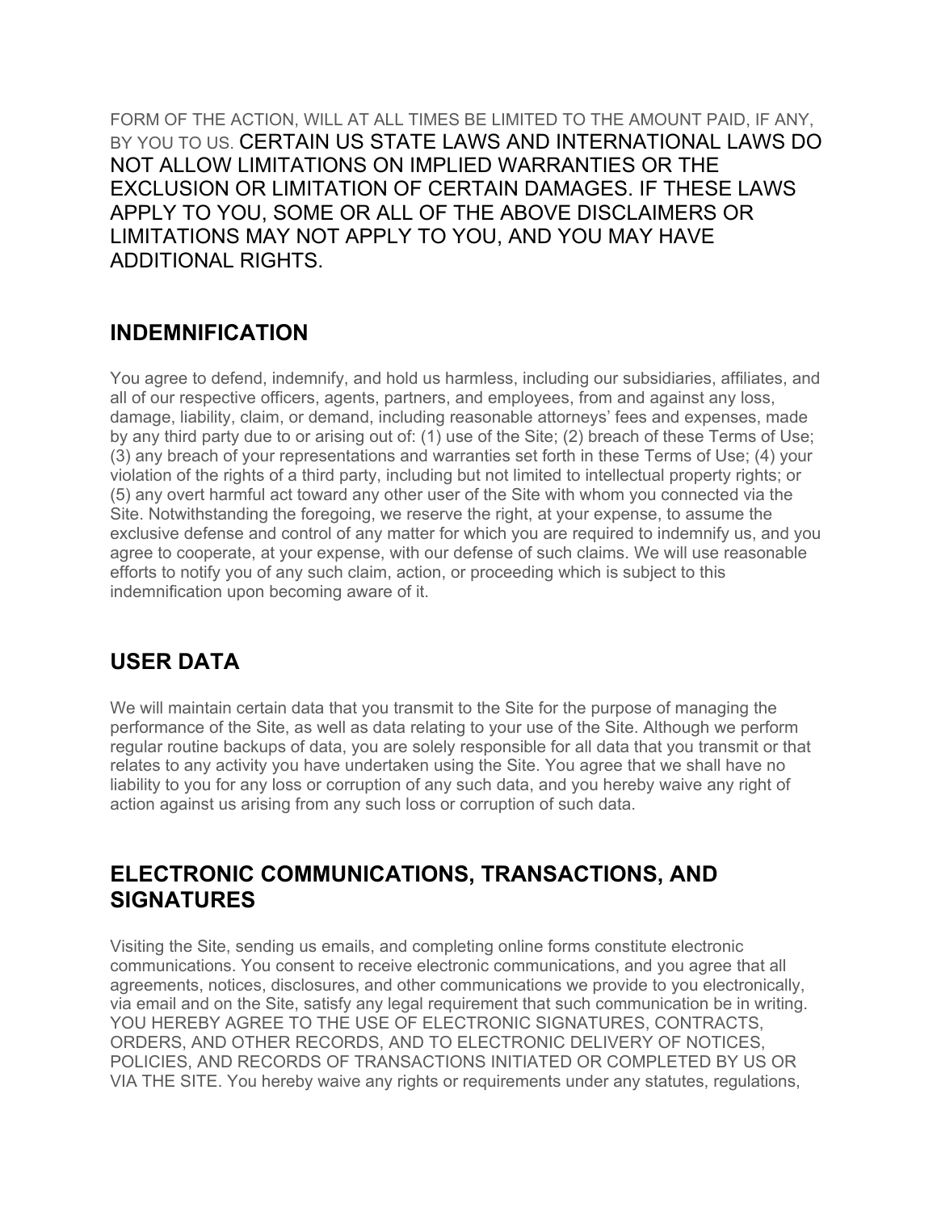FORM OF THE ACTION, WILL AT ALL TIMES BE LIMITED TO THE AMOUNT PAID, IF ANY, BY YOU TO US. CERTAIN US STATE LAWS AND INTERNATIONAL LAWS DO NOT ALLOW LIMITATIONS ON IMPLIED WARRANTIES OR THE EXCLUSION OR LIMITATION OF CERTAIN DAMAGES. IF THESE LAWS APPLY TO YOU, SOME OR ALL OF THE ABOVE DISCLAIMERS OR LIMITATIONS MAY NOT APPLY TO YOU, AND YOU MAY HAVE ADDITIONAL RIGHTS.

## INDEMNIFICATION

You agree to defend, indemnify, and hold us harmless, including our subsidiaries, affiliates, and all of our respective officers, agents, partners, and employees, from and against any loss, damage, liability, claim, or demand, including reasonable attorneys' fees and expenses, made by any third party due to or arising out of: (1) use of the Site; (2) breach of these Terms of Use; (3) any breach of your representations and warranties set forth in these Terms of Use; (4) your violation of the rights of a third party, including but not limited to intellectual property rights; or (5) any overt harmful act toward any other user of the Site with whom you connected via the Site. Notwithstanding the foregoing, we reserve the right, at your expense, to assume the exclusive defense and control of any matter for which you are required to indemnify us, and you agree to cooperate, at your expense, with our defense of such claims. We will use reasonable efforts to notify you of any such claim, action, or proceeding which is subject to this indemnification upon becoming aware of it.

## USER DATA

We will maintain certain data that you transmit to the Site for the purpose of managing the performance of the Site, as well as data relating to your use of the Site. Although we perform regular routine backups of data, you are solely responsible for all data that you transmit or that relates to any activity you have undertaken using the Site. You agree that we shall have no liability to you for any loss or corruption of any such data, and you hereby waive any right of action against us arising from any such loss or corruption of such data.

## ELECTRONIC COMMUNICATIONS, TRANSACTIONS, AND SIGNATURES

Visiting the Site, sending us emails, and completing online forms constitute electronic communications. You consent to receive electronic communications, and you agree that all agreements, notices, disclosures, and other communications we provide to you electronically, via email and on the Site, satisfy any legal requirement that such communication be in writing. YOU HEREBY AGREE TO THE USE OF ELECTRONIC SIGNATURES, CONTRACTS, ORDERS, AND OTHER RECORDS, AND TO ELECTRONIC DELIVERY OF NOTICES, POLICIES, AND RECORDS OF TRANSACTIONS INITIATED OR COMPLETED BY US OR VIA THE SITE. You hereby waive any rights or requirements under any statutes, regulations,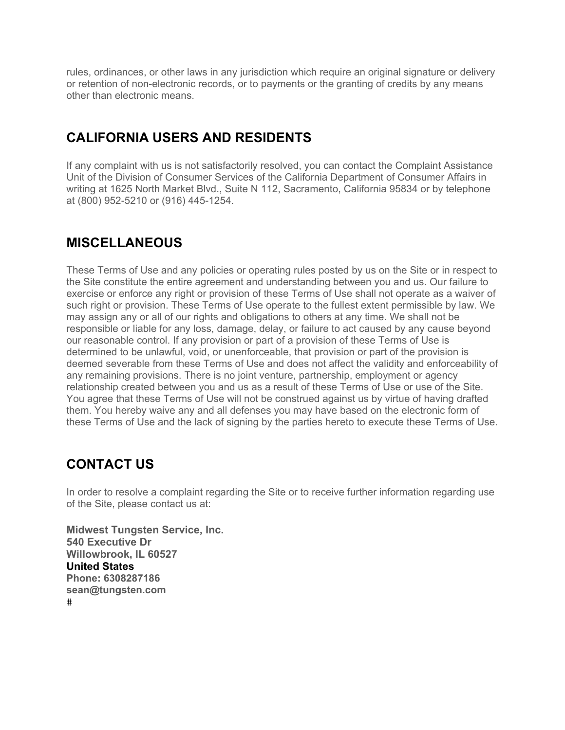rules, ordinances, or other laws in any jurisdiction which require an original signature or delivery or retention of non-electronic records, or to payments or the granting of credits by any means other than electronic means.

## CALIFORNIA USERS AND RESIDENTS

If any complaint with us is not satisfactorily resolved, you can contact the Complaint Assistance Unit of the Division of Consumer Services of the California Department of Consumer Affairs in writing at 1625 North Market Blvd., Suite N 112, Sacramento, California 95834 or by telephone at (800) 952-5210 or (916) 445-1254.

## MISCELLANEOUS

These Terms of Use and any policies or operating rules posted by us on the Site or in respect to the Site constitute the entire agreement and understanding between you and us. Our failure to exercise or enforce any right or provision of these Terms of Use shall not operate as a waiver of such right or provision. These Terms of Use operate to the fullest extent permissible by law. We may assign any or all of our rights and obligations to others at any time. We shall not be responsible or liable for any loss, damage, delay, or failure to act caused by any cause beyond our reasonable control. If any provision or part of a provision of these Terms of Use is determined to be unlawful, void, or unenforceable, that provision or part of the provision is deemed severable from these Terms of Use and does not affect the validity and enforceability of any remaining provisions. There is no joint venture, partnership, employment or agency relationship created between you and us as a result of these Terms of Use or use of the Site. You agree that these Terms of Use will not be construed against us by virtue of having drafted them. You hereby waive any and all defenses you may have based on the electronic form of these Terms of Use and the lack of signing by the parties hereto to execute these Terms of Use.

## CONTACT US

In order to resolve a complaint regarding the Site or to receive further information regarding use of the Site, please contact us at:

**Midwest Tungsten Service, Inc.**
**540 Executive Dr**
**Willowbrook, IL 60527**
**United States**
**Phone: 6308287186**
**sean@tungsten.com**
#